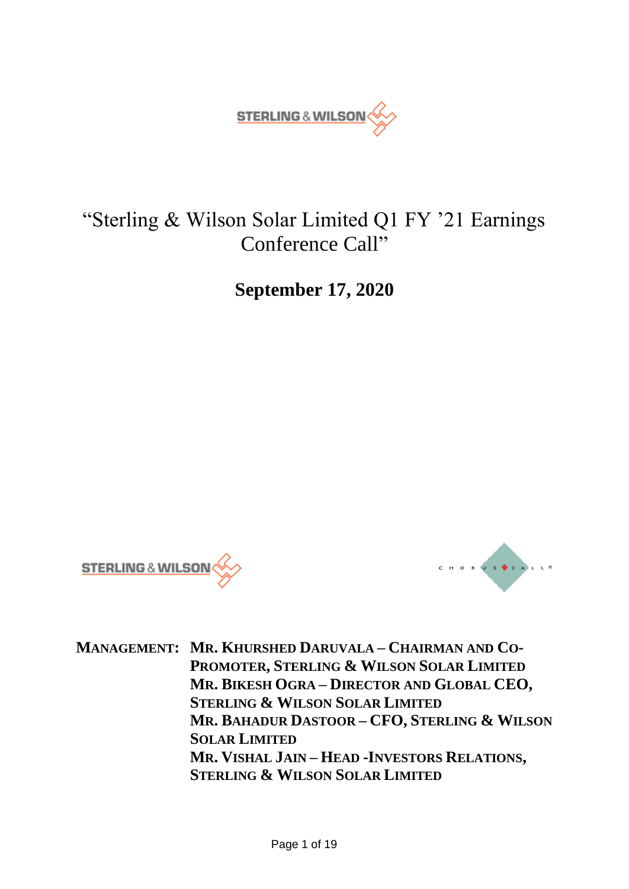# "Sterling & Wilson Solar Limited Q1 FY '21 Earnings Conference Call"

**September 17, 2020**

**MANAGEMENT:** **MR. KHURSHED DARUVALA – CHAIRMAN AND CO-PROMOTER, STERLING & WILSON SOLAR LIMITED**
**MR. BIKESH OGRA – DIRECTOR AND GLOBAL CEO, STERLING & WILSON SOLAR LIMITED**
**MR. BAHADUR DASTOOR – CFO, STERLING & WILSON SOLAR LIMITED**
**MR. VISHAL JAIN – HEAD -INVESTORS RELATIONS, STERLING & WILSON SOLAR LIMITED**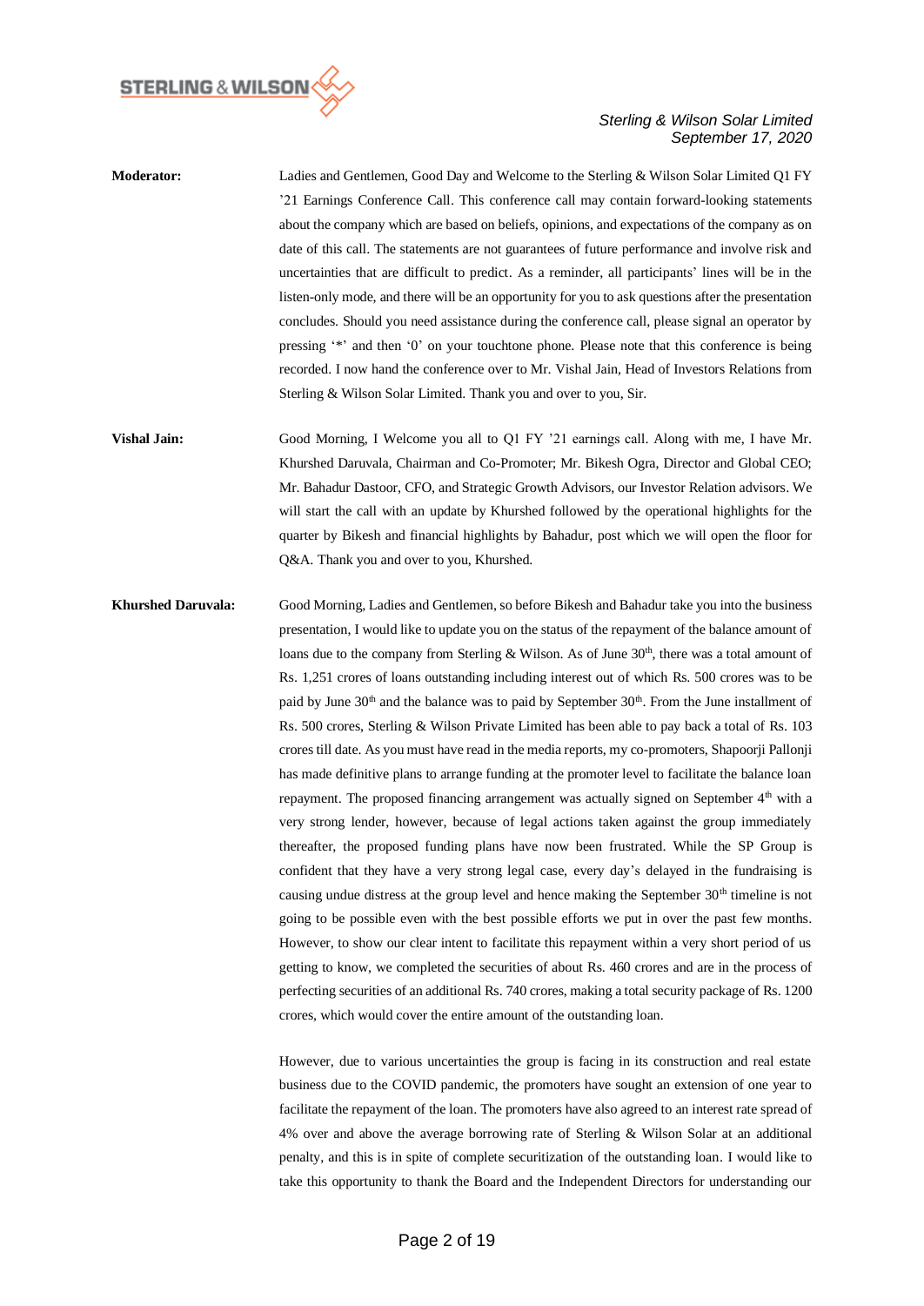**Moderator:** Ladies and Gentlemen, Good Day and Welcome to the Sterling & Wilson Solar Limited Q1 FY '21 Earnings Conference Call. This conference call may contain forward-looking statements about the company which are based on beliefs, opinions, and expectations of the company as on date of this call. The statements are not guarantees of future performance and involve risk and uncertainties that are difficult to predict. As a reminder, all participants' lines will be in the listen-only mode, and there will be an opportunity for you to ask questions after the presentation concludes. Should you need assistance during the conference call, please signal an operator by pressing '*' and then '0' on your touchtone phone. Please note that this conference is being recorded. I now hand the conference over to Mr. Vishal Jain, Head of Investors Relations from Sterling & Wilson Solar Limited. Thank you and over to you, Sir.

**Vishal Jain:** Good Morning, I Welcome you all to Q1 FY '21 earnings call. Along with me, I have Mr. Khurshed Daruvala, Chairman and Co-Promoter; Mr. Bikesh Ogra, Director and Global CEO; Mr. Bahadur Dastoor, CFO, and Strategic Growth Advisors, our Investor Relation advisors. We will start the call with an update by Khurshed followed by the operational highlights for the quarter by Bikesh and financial highlights by Bahadur, post which we will open the floor for Q&A. Thank you and over to you, Khurshed.

**Khurshed Daruvala:** Good Morning, Ladies and Gentlemen, so before Bikesh and Bahadur take you into the business presentation, I would like to update you on the status of the repayment of the balance amount of loans due to the company from Sterling & Wilson. As of June 30th, there was a total amount of Rs. 1,251 crores of loans outstanding including interest out of which Rs. 500 crores was to be paid by June 30th and the balance was to paid by September 30th. From the June installment of Rs. 500 crores, Sterling & Wilson Private Limited has been able to pay back a total of Rs. 103 crores till date. As you must have read in the media reports, my co-promoters, Shapoorji Pallonji has made definitive plans to arrange funding at the promoter level to facilitate the balance loan repayment. The proposed financing arrangement was actually signed on September 4th with a very strong lender, however, because of legal actions taken against the group immediately thereafter, the proposed funding plans have now been frustrated. While the SP Group is confident that they have a very strong legal case, every day's delayed in the fundraising is causing undue distress at the group level and hence making the September 30th timeline is not going to be possible even with the best possible efforts we put in over the past few months. However, to show our clear intent to facilitate this repayment within a very short period of us getting to know, we completed the securities of about Rs. 460 crores and are in the process of perfecting securities of an additional Rs. 740 crores, making a total security package of Rs. 1200 crores, which would cover the entire amount of the outstanding loan.

However, due to various uncertainties the group is facing in its construction and real estate business due to the COVID pandemic, the promoters have sought an extension of one year to facilitate the repayment of the loan. The promoters have also agreed to an interest rate spread of 4% over and above the average borrowing rate of Sterling & Wilson Solar at an additional penalty, and this is in spite of complete securitization of the outstanding loan. I would like to take this opportunity to thank the Board and the Independent Directors for understanding our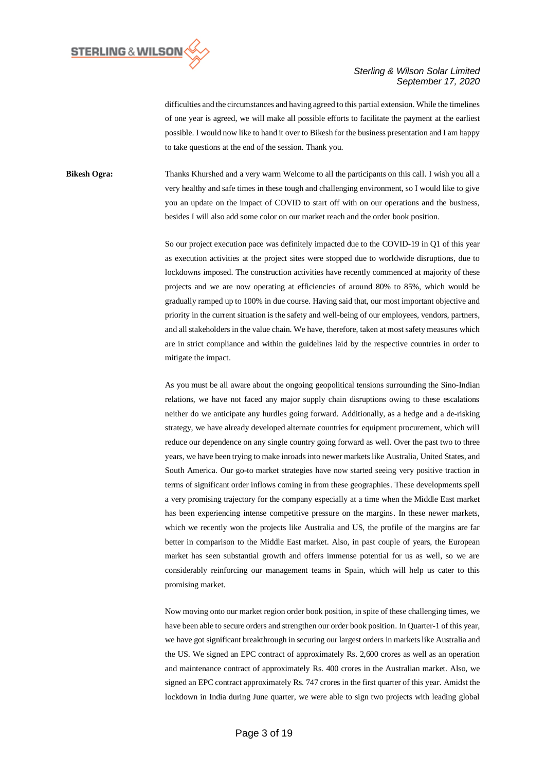difficulties and the circumstances and having agreed to this partial extension. While the timelines of one year is agreed, we will make all possible efforts to facilitate the payment at the earliest possible. I would now like to hand it over to Bikesh for the business presentation and I am happy to take questions at the end of the session. Thank you.

**Bikesh Ogra:** Thanks Khurshed and a very warm Welcome to all the participants on this call. I wish you all a very healthy and safe times in these tough and challenging environment, so I would like to give you an update on the impact of COVID to start off with on our operations and the business, besides I will also add some color on our market reach and the order book position.

So our project execution pace was definitely impacted due to the COVID-19 in Q1 of this year as execution activities at the project sites were stopped due to worldwide disruptions, due to lockdowns imposed. The construction activities have recently commenced at majority of these projects and we are now operating at efficiencies of around 80% to 85%, which would be gradually ramped up to 100% in due course. Having said that, our most important objective and priority in the current situation is the safety and well-being of our employees, vendors, partners, and all stakeholders in the value chain. We have, therefore, taken at most safety measures which are in strict compliance and within the guidelines laid by the respective countries in order to mitigate the impact.

As you must be all aware about the ongoing geopolitical tensions surrounding the Sino-Indian relations, we have not faced any major supply chain disruptions owing to these escalations neither do we anticipate any hurdles going forward. Additionally, as a hedge and a de-risking strategy, we have already developed alternate countries for equipment procurement, which will reduce our dependence on any single country going forward as well. Over the past two to three years, we have been trying to make inroads into newer markets like Australia, United States, and South America. Our go-to market strategies have now started seeing very positive traction in terms of significant order inflows coming in from these geographies. These developments spell a very promising trajectory for the company especially at a time when the Middle East market has been experiencing intense competitive pressure on the margins. In these newer markets, which we recently won the projects like Australia and US, the profile of the margins are far better in comparison to the Middle East market. Also, in past couple of years, the European market has seen substantial growth and offers immense potential for us as well, so we are considerably reinforcing our management teams in Spain, which will help us cater to this promising market.

Now moving onto our market region order book position, in spite of these challenging times, we have been able to secure orders and strengthen our order book position. In Quarter-1 of this year, we have got significant breakthrough in securing our largest orders in markets like Australia and the US. We signed an EPC contract of approximately Rs. 2,600 crores as well as an operation and maintenance contract of approximately Rs. 400 crores in the Australian market. Also, we signed an EPC contract approximately Rs. 747 crores in the first quarter of this year. Amidst the lockdown in India during June quarter, we were able to sign two projects with leading global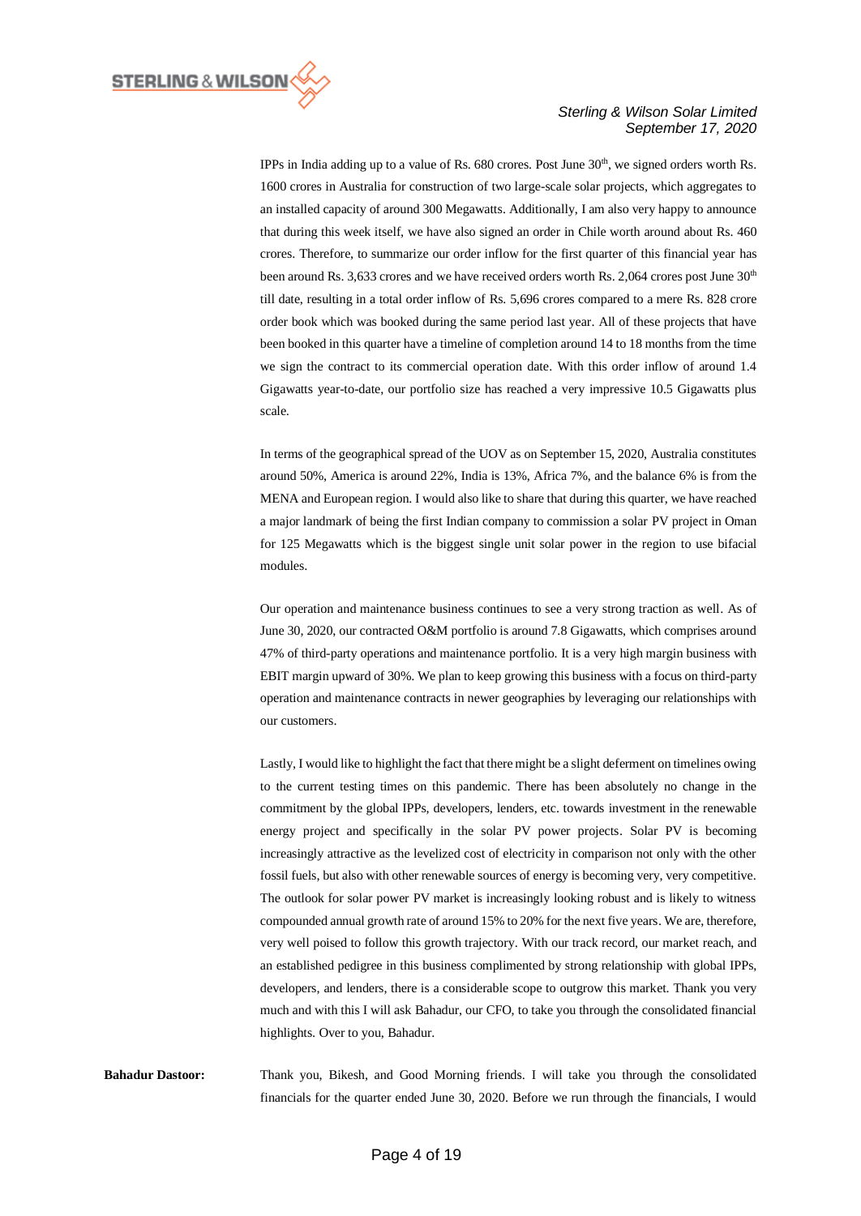IPPs in India adding up to a value of Rs. 680 crores. Post June 30th, we signed orders worth Rs. 1600 crores in Australia for construction of two large-scale solar projects, which aggregates to an installed capacity of around 300 Megawatts. Additionally, I am also very happy to announce that during this week itself, we have also signed an order in Chile worth around about Rs. 460 crores. Therefore, to summarize our order inflow for the first quarter of this financial year has been around Rs. 3,633 crores and we have received orders worth Rs. 2,064 crores post June 30th till date, resulting in a total order inflow of Rs. 5,696 crores compared to a mere Rs. 828 crore order book which was booked during the same period last year. All of these projects that have been booked in this quarter have a timeline of completion around 14 to 18 months from the time we sign the contract to its commercial operation date. With this order inflow of around 1.4 Gigawatts year-to-date, our portfolio size has reached a very impressive 10.5 Gigawatts plus scale.

In terms of the geographical spread of the UOV as on September 15, 2020, Australia constitutes around 50%, America is around 22%, India is 13%, Africa 7%, and the balance 6% is from the MENA and European region. I would also like to share that during this quarter, we have reached a major landmark of being the first Indian company to commission a solar PV project in Oman for 125 Megawatts which is the biggest single unit solar power in the region to use bifacial modules.

Our operation and maintenance business continues to see a very strong traction as well. As of June 30, 2020, our contracted O&M portfolio is around 7.8 Gigawatts, which comprises around 47% of third-party operations and maintenance portfolio. It is a very high margin business with EBIT margin upward of 30%. We plan to keep growing this business with a focus on third-party operation and maintenance contracts in newer geographies by leveraging our relationships with our customers.

Lastly, I would like to highlight the fact that there might be a slight deferment on timelines owing to the current testing times on this pandemic. There has been absolutely no change in the commitment by the global IPPs, developers, lenders, etc. towards investment in the renewable energy project and specifically in the solar PV power projects. Solar PV is becoming increasingly attractive as the levelized cost of electricity in comparison not only with the other fossil fuels, but also with other renewable sources of energy is becoming very, very competitive. The outlook for solar power PV market is increasingly looking robust and is likely to witness compounded annual growth rate of around 15% to 20% for the next five years. We are, therefore, very well poised to follow this growth trajectory. With our track record, our market reach, and an established pedigree in this business complimented by strong relationship with global IPPs, developers, and lenders, there is a considerable scope to outgrow this market. Thank you very much and with this I will ask Bahadur, our CFO, to take you through the consolidated financial highlights. Over to you, Bahadur.

**Bahadur Dastoor:** Thank you, Bikesh, and Good Morning friends. I will take you through the consolidated financials for the quarter ended June 30, 2020. Before we run through the financials, I would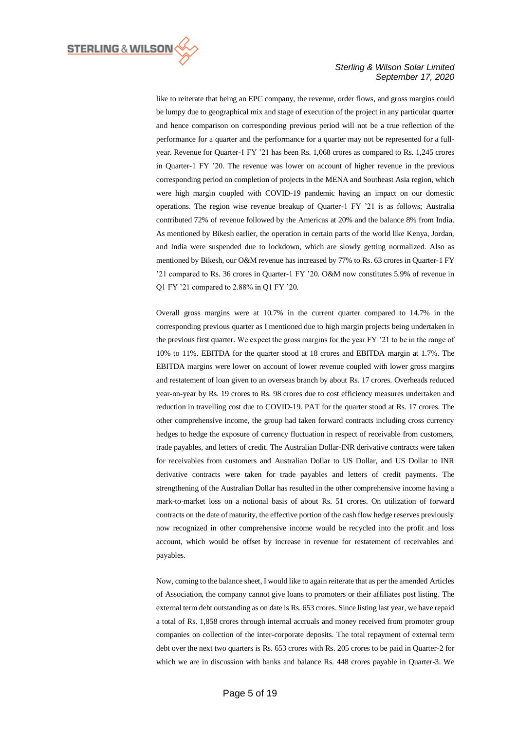like to reiterate that being an EPC company, the revenue, order flows, and gross margins could be lumpy due to geographical mix and stage of execution of the project in any particular quarter and hence comparison on corresponding previous period will not be a true reflection of the performance for a quarter and the performance for a quarter may not be represented for a full-year. Revenue for Quarter-1 FY '21 has been Rs. 1,068 crores as compared to Rs. 1,245 crores in Quarter-1 FY '20. The revenue was lower on account of higher revenue in the previous corresponding period on completion of projects in the MENA and Southeast Asia region, which were high margin coupled with COVID-19 pandemic having an impact on our domestic operations. The region wise revenue breakup of Quarter-1 FY '21 is as follows; Australia contributed 72% of revenue followed by the Americas at 20% and the balance 8% from India. As mentioned by Bikesh earlier, the operation in certain parts of the world like Kenya, Jordan, and India were suspended due to lockdown, which are slowly getting normalized. Also as mentioned by Bikesh, our O&M revenue has increased by 77% to Rs. 63 crores in Quarter-1 FY '21 compared to Rs. 36 crores in Quarter-1 FY '20. O&M now constitutes 5.9% of revenue in Q1 FY '21 compared to 2.88% in Q1 FY '20.

Overall gross margins were at 10.7% in the current quarter compared to 14.7% in the corresponding previous quarter as I mentioned due to high margin projects being undertaken in the previous first quarter. We expect the gross margins for the year FY '21 to be in the range of 10% to 11%. EBITDA for the quarter stood at 18 crores and EBITDA margin at 1.7%. The EBITDA margins were lower on account of lower revenue coupled with lower gross margins and restatement of loan given to an overseas branch by about Rs. 17 crores. Overheads reduced year-on-year by Rs. 19 crores to Rs. 98 crores due to cost efficiency measures undertaken and reduction in travelling cost due to COVID-19. PAT for the quarter stood at Rs. 17 crores. The other comprehensive income, the group had taken forward contracts including cross currency hedges to hedge the exposure of currency fluctuation in respect of receivable from customers, trade payables, and letters of credit. The Australian Dollar-INR derivative contracts were taken for receivables from customers and Australian Dollar to US Dollar, and US Dollar to INR derivative contracts were taken for trade payables and letters of credit payments. The strengthening of the Australian Dollar has resulted in the other comprehensive income having a mark-to-market loss on a notional basis of about Rs. 51 crores. On utilization of forward contracts on the date of maturity, the effective portion of the cash flow hedge reserves previously now recognized in other comprehensive income would be recycled into the profit and loss account, which would be offset by increase in revenue for restatement of receivables and payables.

Now, coming to the balance sheet, I would like to again reiterate that as per the amended Articles of Association, the company cannot give loans to promoters or their affiliates post listing. The external term debt outstanding as on date is Rs. 653 crores. Since listing last year, we have repaid a total of Rs. 1,858 crores through internal accruals and money received from promoter group companies on collection of the inter-corporate deposits. The total repayment of external term debt over the next two quarters is Rs. 653 crores with Rs. 205 crores to be paid in Quarter-2 for which we are in discussion with banks and balance Rs. 448 crores payable in Quarter-3. We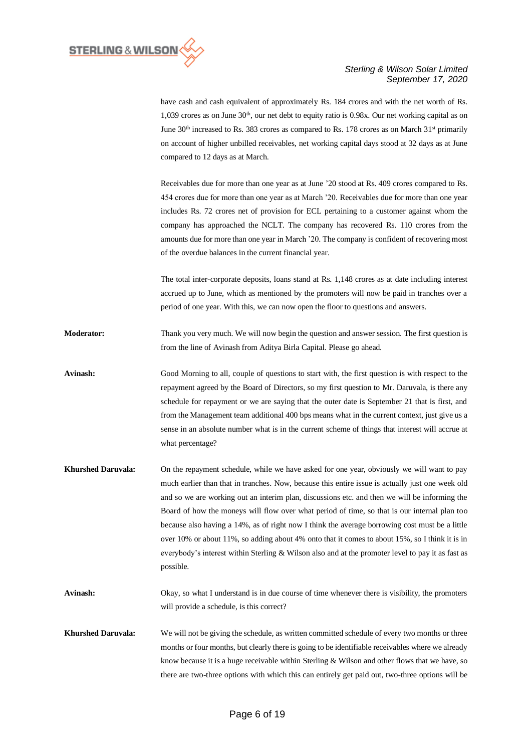have cash and cash equivalent of approximately Rs. 184 crores and with the net worth of Rs. 1,039 crores as on June 30th, our net debt to equity ratio is 0.98x. Our net working capital as on June 30th increased to Rs. 383 crores as compared to Rs. 178 crores as on March 31st primarily on account of higher unbilled receivables, net working capital days stood at 32 days as at June compared to 12 days as at March.

Receivables due for more than one year as at June '20 stood at Rs. 409 crores compared to Rs. 454 crores due for more than one year as at March '20. Receivables due for more than one year includes Rs. 72 crores net of provision for ECL pertaining to a customer against whom the company has approached the NCLT. The company has recovered Rs. 110 crores from the amounts due for more than one year in March '20. The company is confident of recovering most of the overdue balances in the current financial year.

The total inter-corporate deposits, loans stand at Rs. 1,148 crores as at date including interest accrued up to June, which as mentioned by the promoters will now be paid in tranches over a period of one year. With this, we can now open the floor to questions and answers.

**Moderator:** Thank you very much. We will now begin the question and answer session. The first question is from the line of Avinash from Aditya Birla Capital. Please go ahead.

**Avinash:** Good Morning to all, couple of questions to start with, the first question is with respect to the repayment agreed by the Board of Directors, so my first question to Mr. Daruvala, is there any schedule for repayment or we are saying that the outer date is September 21 that is first, and from the Management team additional 400 bps means what in the current context, just give us a sense in an absolute number what is in the current scheme of things that interest will accrue at what percentage?

**Khurshed Daruvala:** On the repayment schedule, while we have asked for one year, obviously we will want to pay much earlier than that in tranches. Now, because this entire issue is actually just one week old and so we are working out an interim plan, discussions etc. and then we will be informing the Board of how the moneys will flow over what period of time, so that is our internal plan too because also having a 14%, as of right now I think the average borrowing cost must be a little over 10% or about 11%, so adding about 4% onto that it comes to about 15%, so I think it is in everybody's interest within Sterling & Wilson also and at the promoter level to pay it as fast as possible.

**Avinash:** Okay, so what I understand is in due course of time whenever there is visibility, the promoters will provide a schedule, is this correct?

**Khurshed Daruvala:** We will not be giving the schedule, as written committed schedule of every two months or three months or four months, but clearly there is going to be identifiable receivables where we already know because it is a huge receivable within Sterling & Wilson and other flows that we have, so there are two-three options with which this can entirely get paid out, two-three options will be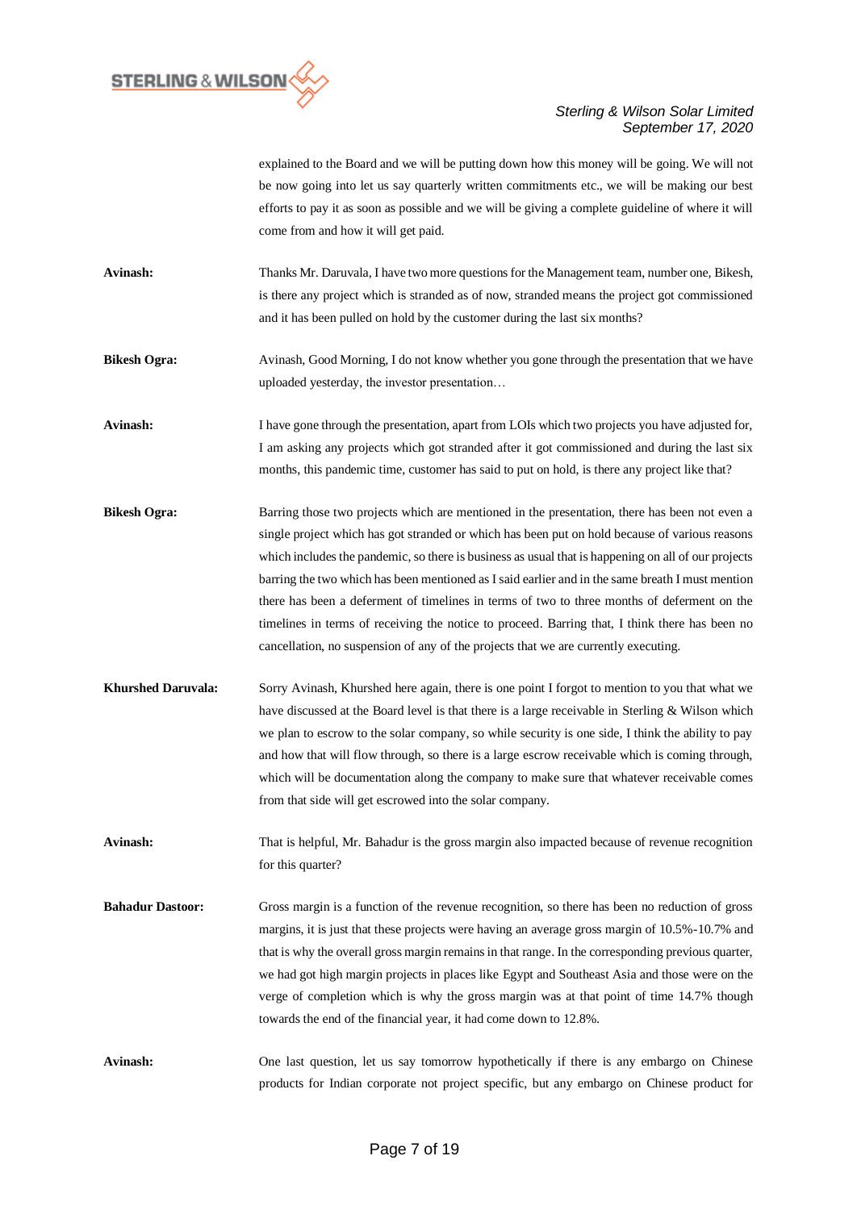explained to the Board and we will be putting down how this money will be going. We will not be now going into let us say quarterly written commitments etc., we will be making our best efforts to pay it as soon as possible and we will be giving a complete guideline of where it will come from and how it will get paid.

**Avinash:** Thanks Mr. Daruvala, I have two more questions for the Management team, number one, Bikesh, is there any project which is stranded as of now, stranded means the project got commissioned and it has been pulled on hold by the customer during the last six months?

**Bikesh Ogra:** Avinash, Good Morning, I do not know whether you gone through the presentation that we have uploaded yesterday, the investor presentation…

**Avinash:** I have gone through the presentation, apart from LOIs which two projects you have adjusted for, I am asking any projects which got stranded after it got commissioned and during the last six months, this pandemic time, customer has said to put on hold, is there any project like that?

**Bikesh Ogra:** Barring those two projects which are mentioned in the presentation, there has been not even a single project which has got stranded or which has been put on hold because of various reasons which includes the pandemic, so there is business as usual that is happening on all of our projects barring the two which has been mentioned as I said earlier and in the same breath I must mention there has been a deferment of timelines in terms of two to three months of deferment on the timelines in terms of receiving the notice to proceed. Barring that, I think there has been no cancellation, no suspension of any of the projects that we are currently executing.

**Khurshed Daruvala:** Sorry Avinash, Khurshed here again, there is one point I forgot to mention to you that what we have discussed at the Board level is that there is a large receivable in Sterling & Wilson which we plan to escrow to the solar company, so while security is one side, I think the ability to pay and how that will flow through, so there is a large escrow receivable which is coming through, which will be documentation along the company to make sure that whatever receivable comes from that side will get escrowed into the solar company.

**Avinash:** That is helpful, Mr. Bahadur is the gross margin also impacted because of revenue recognition for this quarter?

**Bahadur Dastoor:** Gross margin is a function of the revenue recognition, so there has been no reduction of gross margins, it is just that these projects were having an average gross margin of 10.5%-10.7% and that is why the overall gross margin remains in that range. In the corresponding previous quarter, we had got high margin projects in places like Egypt and Southeast Asia and those were on the verge of completion which is why the gross margin was at that point of time 14.7% though towards the end of the financial year, it had come down to 12.8%.

**Avinash:** One last question, let us say tomorrow hypothetically if there is any embargo on Chinese products for Indian corporate not project specific, but any embargo on Chinese product for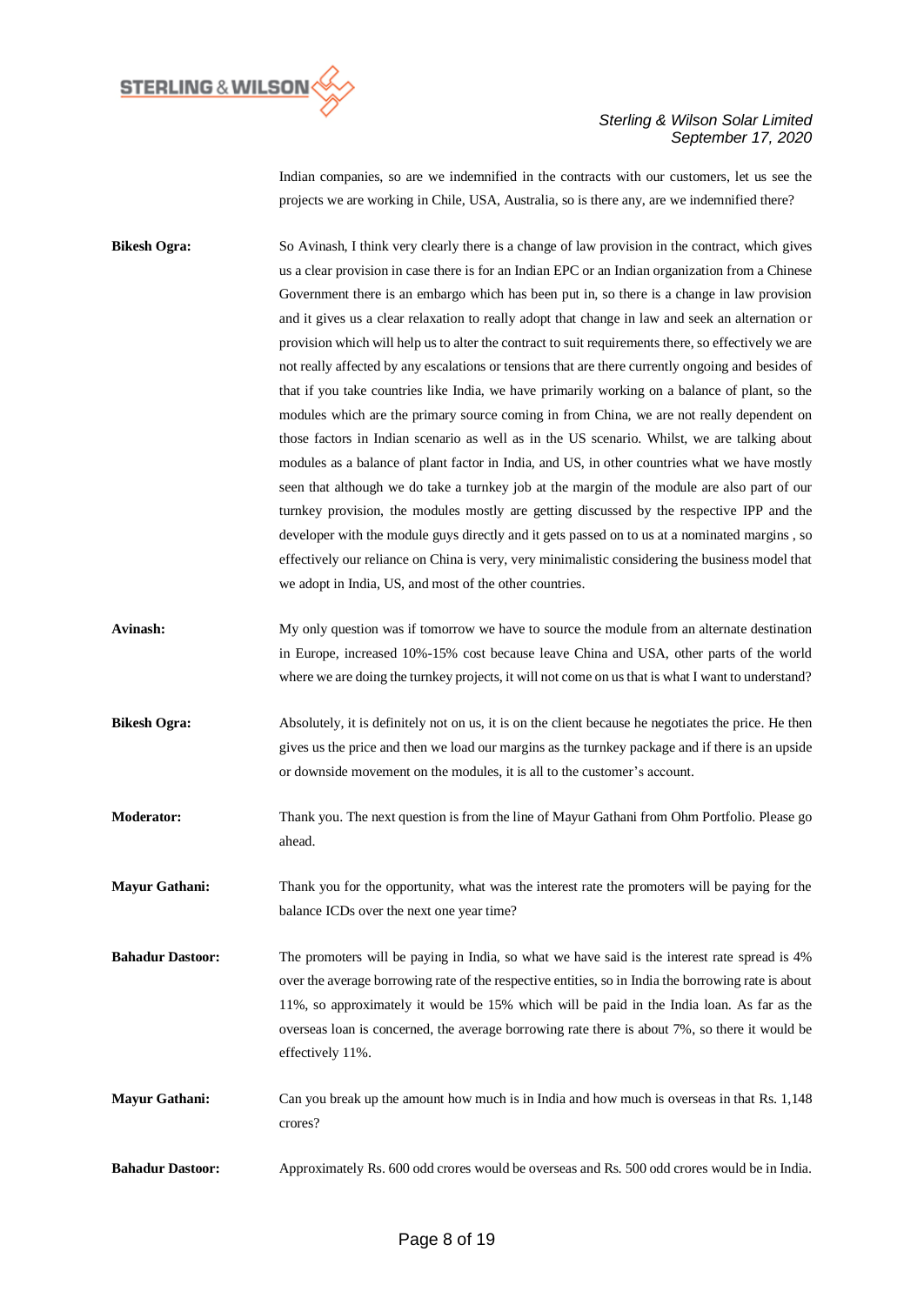Indian companies, so are we indemnified in the contracts with our customers, let us see the projects we are working in Chile, USA, Australia, so is there any, are we indemnified there?

**Bikesh Ogra:** So Avinash, I think very clearly there is a change of law provision in the contract, which gives us a clear provision in case there is for an Indian EPC or an Indian organization from a Chinese Government there is an embargo which has been put in, so there is a change in law provision and it gives us a clear relaxation to really adopt that change in law and seek an alternation or provision which will help us to alter the contract to suit requirements there, so effectively we are not really affected by any escalations or tensions that are there currently ongoing and besides of that if you take countries like India, we have primarily working on a balance of plant, so the modules which are the primary source coming in from China, we are not really dependent on those factors in Indian scenario as well as in the US scenario. Whilst, we are talking about modules as a balance of plant factor in India, and US, in other countries what we have mostly seen that although we do take a turnkey job at the margin of the module are also part of our turnkey provision, the modules mostly are getting discussed by the respective IPP and the developer with the module guys directly and it gets passed on to us at a nominated margins , so effectively our reliance on China is very, very minimalistic considering the business model that we adopt in India, US, and most of the other countries.

**Avinash:** My only question was if tomorrow we have to source the module from an alternate destination in Europe, increased 10%-15% cost because leave China and USA, other parts of the world where we are doing the turnkey projects, it will not come on us that is what I want to understand?

**Bikesh Ogra:** Absolutely, it is definitely not on us, it is on the client because he negotiates the price. He then gives us the price and then we load our margins as the turnkey package and if there is an upside or downside movement on the modules, it is all to the customer's account.

**Moderator:** Thank you. The next question is from the line of Mayur Gathani from Ohm Portfolio. Please go ahead.

**Mayur Gathani:** Thank you for the opportunity, what was the interest rate the promoters will be paying for the balance ICDs over the next one year time?

**Bahadur Dastoor:** The promoters will be paying in India, so what we have said is the interest rate spread is 4% over the average borrowing rate of the respective entities, so in India the borrowing rate is about 11%, so approximately it would be 15% which will be paid in the India loan. As far as the overseas loan is concerned, the average borrowing rate there is about 7%, so there it would be effectively 11%.

**Mayur Gathani:** Can you break up the amount how much is in India and how much is overseas in that Rs. 1,148 crores?

**Bahadur Dastoor:** Approximately Rs. 600 odd crores would be overseas and Rs. 500 odd crores would be in India.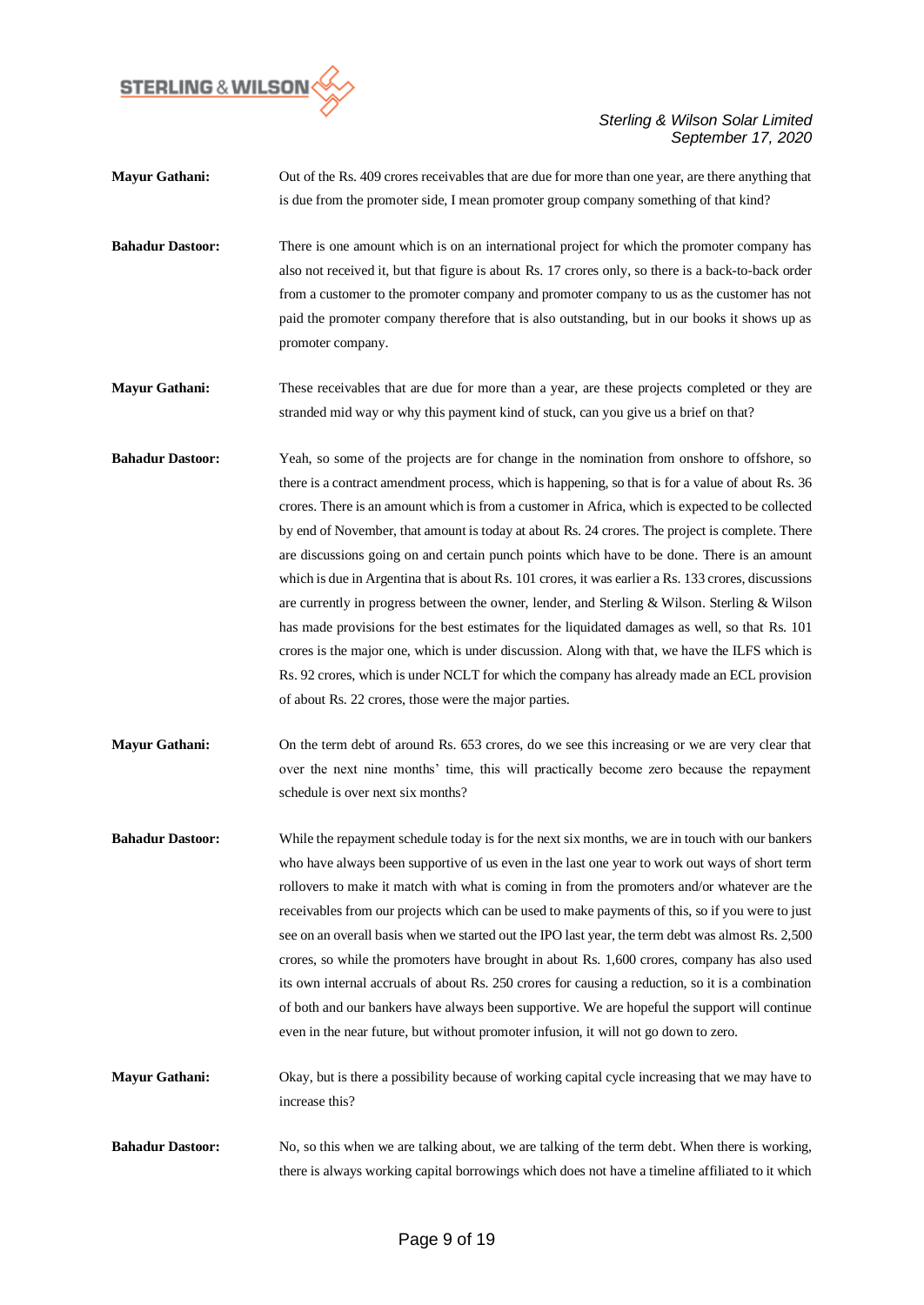**Mayur Gathani:** Out of the Rs. 409 crores receivables that are due for more than one year, are there anything that is due from the promoter side, I mean promoter group company something of that kind?

**Bahadur Dastoor:** There is one amount which is on an international project for which the promoter company has also not received it, but that figure is about Rs. 17 crores only, so there is a back-to-back order from a customer to the promoter company and promoter company to us as the customer has not paid the promoter company therefore that is also outstanding, but in our books it shows up as promoter company.

**Mayur Gathani:** These receivables that are due for more than a year, are these projects completed or they are stranded mid way or why this payment kind of stuck, can you give us a brief on that?

**Bahadur Dastoor:** Yeah, so some of the projects are for change in the nomination from onshore to offshore, so there is a contract amendment process, which is happening, so that is for a value of about Rs. 36 crores. There is an amount which is from a customer in Africa, which is expected to be collected by end of November, that amount is today at about Rs. 24 crores. The project is complete. There are discussions going on and certain punch points which have to be done. There is an amount which is due in Argentina that is about Rs. 101 crores, it was earlier a Rs. 133 crores, discussions are currently in progress between the owner, lender, and Sterling & Wilson. Sterling & Wilson has made provisions for the best estimates for the liquidated damages as well, so that Rs. 101 crores is the major one, which is under discussion. Along with that, we have the ILFS which is Rs. 92 crores, which is under NCLT for which the company has already made an ECL provision of about Rs. 22 crores, those were the major parties.

**Mayur Gathani:** On the term debt of around Rs. 653 crores, do we see this increasing or we are very clear that over the next nine months' time, this will practically become zero because the repayment schedule is over next six months?

**Bahadur Dastoor:** While the repayment schedule today is for the next six months, we are in touch with our bankers who have always been supportive of us even in the last one year to work out ways of short term rollovers to make it match with what is coming in from the promoters and/or whatever are the receivables from our projects which can be used to make payments of this, so if you were to just see on an overall basis when we started out the IPO last year, the term debt was almost Rs. 2,500 crores, so while the promoters have brought in about Rs. 1,600 crores, company has also used its own internal accruals of about Rs. 250 crores for causing a reduction, so it is a combination of both and our bankers have always been supportive. We are hopeful the support will continue even in the near future, but without promoter infusion, it will not go down to zero.

**Mayur Gathani:** Okay, but is there a possibility because of working capital cycle increasing that we may have to increase this?

**Bahadur Dastoor:** No, so this when we are talking about, we are talking of the term debt. When there is working, there is always working capital borrowings which does not have a timeline affiliated to it which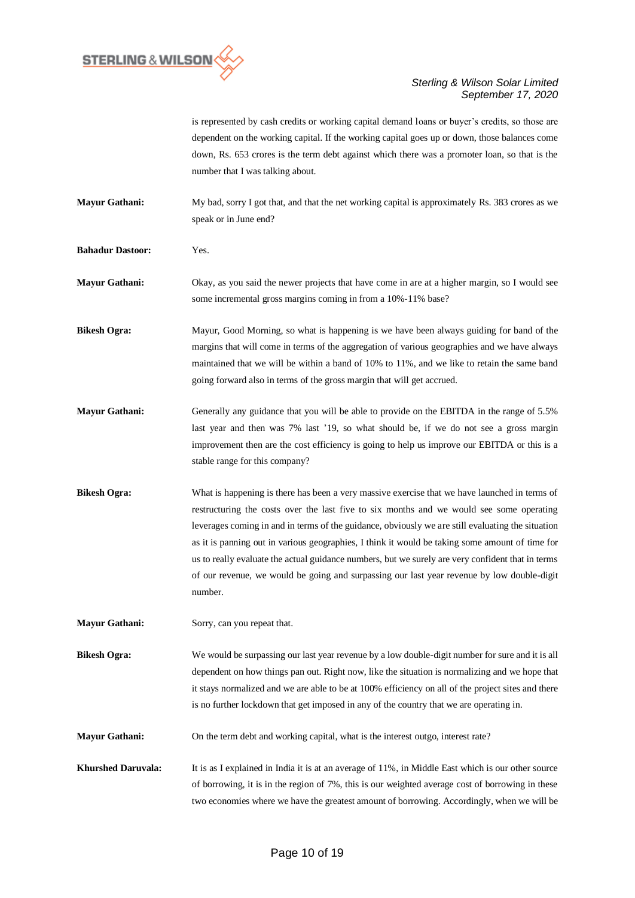is represented by cash credits or working capital demand loans or buyer's credits, so those are dependent on the working capital. If the working capital goes up or down, those balances come down, Rs. 653 crores is the term debt against which there was a promoter loan, so that is the number that I was talking about.

**Mayur Gathani:** My bad, sorry I got that, and that the net working capital is approximately Rs. 383 crores as we speak or in June end?

**Bahadur Dastoor:** Yes.

**Mayur Gathani:** Okay, as you said the newer projects that have come in are at a higher margin, so I would see some incremental gross margins coming in from a 10%-11% base?

**Bikesh Ogra:** Mayur, Good Morning, so what is happening is we have been always guiding for band of the margins that will come in terms of the aggregation of various geographies and we have always maintained that we will be within a band of 10% to 11%, and we like to retain the same band going forward also in terms of the gross margin that will get accrued.

**Mayur Gathani:** Generally any guidance that you will be able to provide on the EBITDA in the range of 5.5% last year and then was 7% last '19, so what should be, if we do not see a gross margin improvement then are the cost efficiency is going to help us improve our EBITDA or this is a stable range for this company?

**Bikesh Ogra:** What is happening is there has been a very massive exercise that we have launched in terms of restructuring the costs over the last five to six months and we would see some operating leverages coming in and in terms of the guidance, obviously we are still evaluating the situation as it is panning out in various geographies, I think it would be taking some amount of time for us to really evaluate the actual guidance numbers, but we surely are very confident that in terms of our revenue, we would be going and surpassing our last year revenue by low double-digit number.

**Mayur Gathani:** Sorry, can you repeat that.

**Bikesh Ogra:** We would be surpassing our last year revenue by a low double-digit number for sure and it is all dependent on how things pan out. Right now, like the situation is normalizing and we hope that it stays normalized and we are able to be at 100% efficiency on all of the project sites and there is no further lockdown that get imposed in any of the country that we are operating in.

**Mayur Gathani:** On the term debt and working capital, what is the interest outgo, interest rate?

**Khurshed Daruvala:** It is as I explained in India it is at an average of 11%, in Middle East which is our other source of borrowing, it is in the region of 7%, this is our weighted average cost of borrowing in these two economies where we have the greatest amount of borrowing. Accordingly, when we will be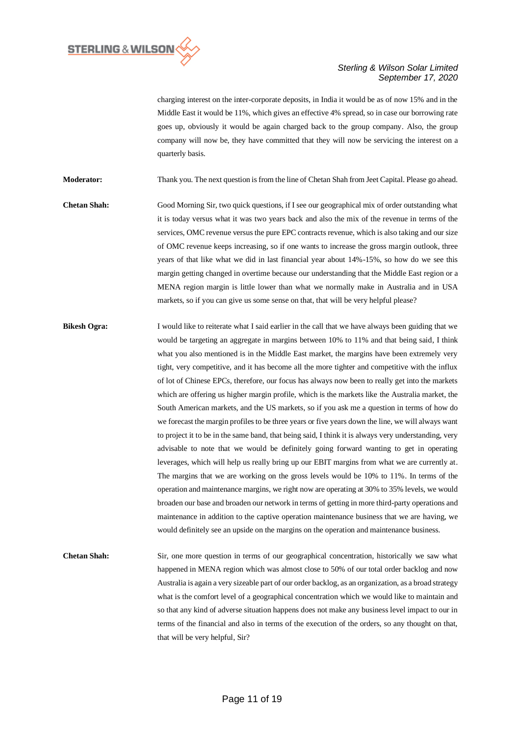charging interest on the inter-corporate deposits, in India it would be as of now 15% and in the Middle East it would be 11%, which gives an effective 4% spread, so in case our borrowing rate goes up, obviously it would be again charged back to the group company. Also, the group company will now be, they have committed that they will now be servicing the interest on a quarterly basis.

**Moderator:** Thank you. The next question is from the line of Chetan Shah from Jeet Capital. Please go ahead.

**Chetan Shah:** Good Morning Sir, two quick questions, if I see our geographical mix of order outstanding what it is today versus what it was two years back and also the mix of the revenue in terms of the services, OMC revenue versus the pure EPC contracts revenue, which is also taking and our size of OMC revenue keeps increasing, so if one wants to increase the gross margin outlook, three years of that like what we did in last financial year about 14%-15%, so how do we see this margin getting changed in overtime because our understanding that the Middle East region or a MENA region margin is little lower than what we normally make in Australia and in USA markets, so if you can give us some sense on that, that will be very helpful please?

**Bikesh Ogra:** I would like to reiterate what I said earlier in the call that we have always been guiding that we would be targeting an aggregate in margins between 10% to 11% and that being said, I think what you also mentioned is in the Middle East market, the margins have been extremely very tight, very competitive, and it has become all the more tighter and competitive with the influx of lot of Chinese EPCs, therefore, our focus has always now been to really get into the markets which are offering us higher margin profile, which is the markets like the Australia market, the South American markets, and the US markets, so if you ask me a question in terms of how do we forecast the margin profiles to be three years or five years down the line, we will always want to project it to be in the same band, that being said, I think it is always very understanding, very advisable to note that we would be definitely going forward wanting to get in operating leverages, which will help us really bring up our EBIT margins from what we are currently at. The margins that we are working on the gross levels would be 10% to 11%. In terms of the operation and maintenance margins, we right now are operating at 30% to 35% levels, we would broaden our base and broaden our network in terms of getting in more third-party operations and maintenance in addition to the captive operation maintenance business that we are having, we would definitely see an upside on the margins on the operation and maintenance business.

**Chetan Shah:** Sir, one more question in terms of our geographical concentration, historically we saw what happened in MENA region which was almost close to 50% of our total order backlog and now Australia is again a very sizeable part of our order backlog, as an organization, as a broad strategy what is the comfort level of a geographical concentration which we would like to maintain and so that any kind of adverse situation happens does not make any business level impact to our in terms of the financial and also in terms of the execution of the orders, so any thought on that, that will be very helpful, Sir?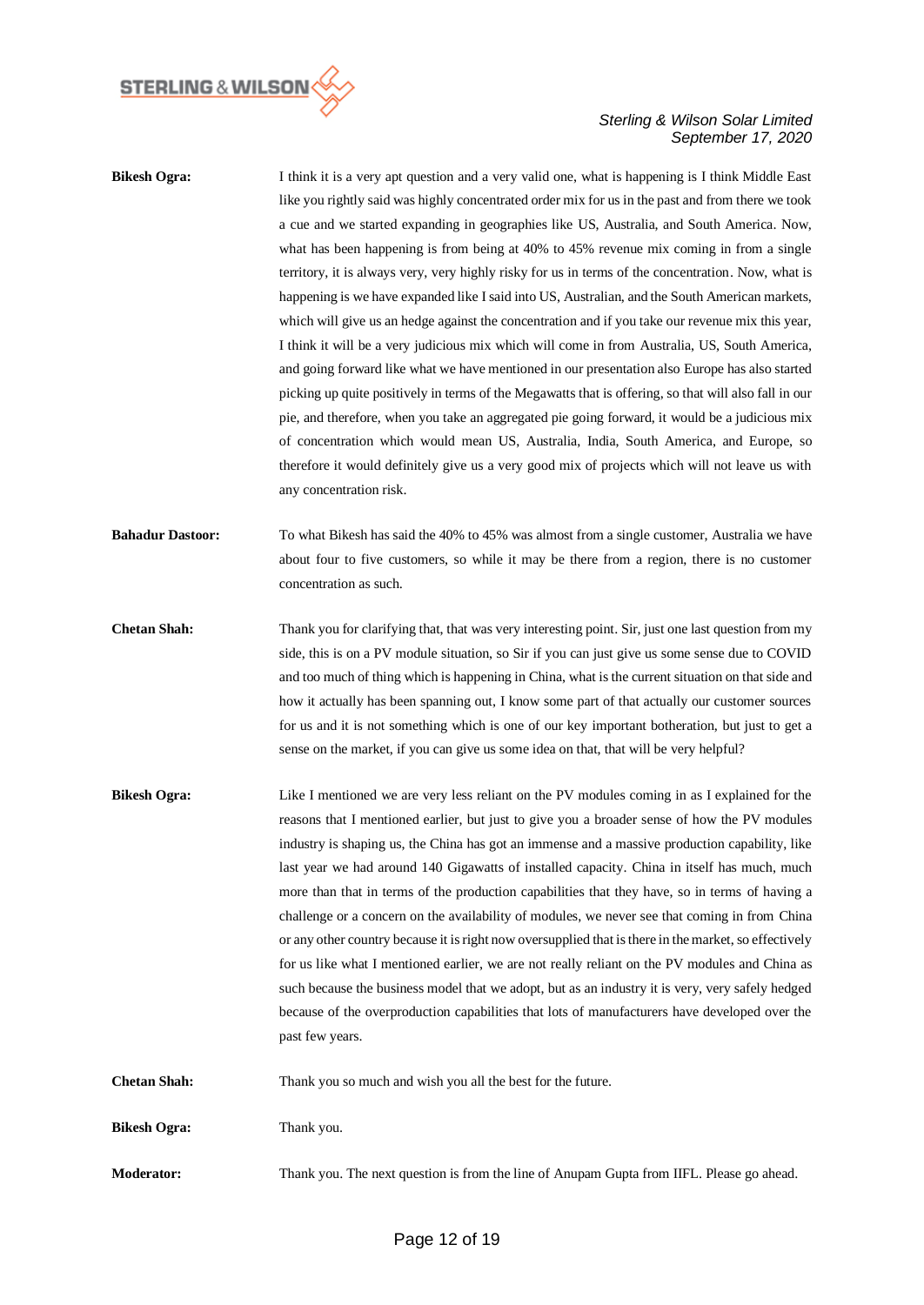**Bikesh Ogra:** I think it is a very apt question and a very valid one, what is happening is I think Middle East like you rightly said was highly concentrated order mix for us in the past and from there we took a cue and we started expanding in geographies like US, Australia, and South America. Now, what has been happening is from being at 40% to 45% revenue mix coming in from a single territory, it is always very, very highly risky for us in terms of the concentration. Now, what is happening is we have expanded like I said into US, Australian, and the South American markets, which will give us an hedge against the concentration and if you take our revenue mix this year, I think it will be a very judicious mix which will come in from Australia, US, South America, and going forward like what we have mentioned in our presentation also Europe has also started picking up quite positively in terms of the Megawatts that is offering, so that will also fall in our pie, and therefore, when you take an aggregated pie going forward, it would be a judicious mix of concentration which would mean US, Australia, India, South America, and Europe, so therefore it would definitely give us a very good mix of projects which will not leave us with any concentration risk.

**Bahadur Dastoor:** To what Bikesh has said the 40% to 45% was almost from a single customer, Australia we have about four to five customers, so while it may be there from a region, there is no customer concentration as such.

**Chetan Shah:** Thank you for clarifying that, that was very interesting point. Sir, just one last question from my side, this is on a PV module situation, so Sir if you can just give us some sense due to COVID and too much of thing which is happening in China, what is the current situation on that side and how it actually has been spanning out, I know some part of that actually our customer sources for us and it is not something which is one of our key important botheration, but just to get a sense on the market, if you can give us some idea on that, that will be very helpful?

**Bikesh Ogra:** Like I mentioned we are very less reliant on the PV modules coming in as I explained for the reasons that I mentioned earlier, but just to give you a broader sense of how the PV modules industry is shaping us, the China has got an immense and a massive production capability, like last year we had around 140 Gigawatts of installed capacity. China in itself has much, much more than that in terms of the production capabilities that they have, so in terms of having a challenge or a concern on the availability of modules, we never see that coming in from China or any other country because it is right now oversupplied that is there in the market, so effectively for us like what I mentioned earlier, we are not really reliant on the PV modules and China as such because the business model that we adopt, but as an industry it is very, very safely hedged because of the overproduction capabilities that lots of manufacturers have developed over the past few years.

**Chetan Shah:** Thank you so much and wish you all the best for the future.

**Bikesh Ogra:** Thank you.

**Moderator:** Thank you. The next question is from the line of Anupam Gupta from IIFL. Please go ahead.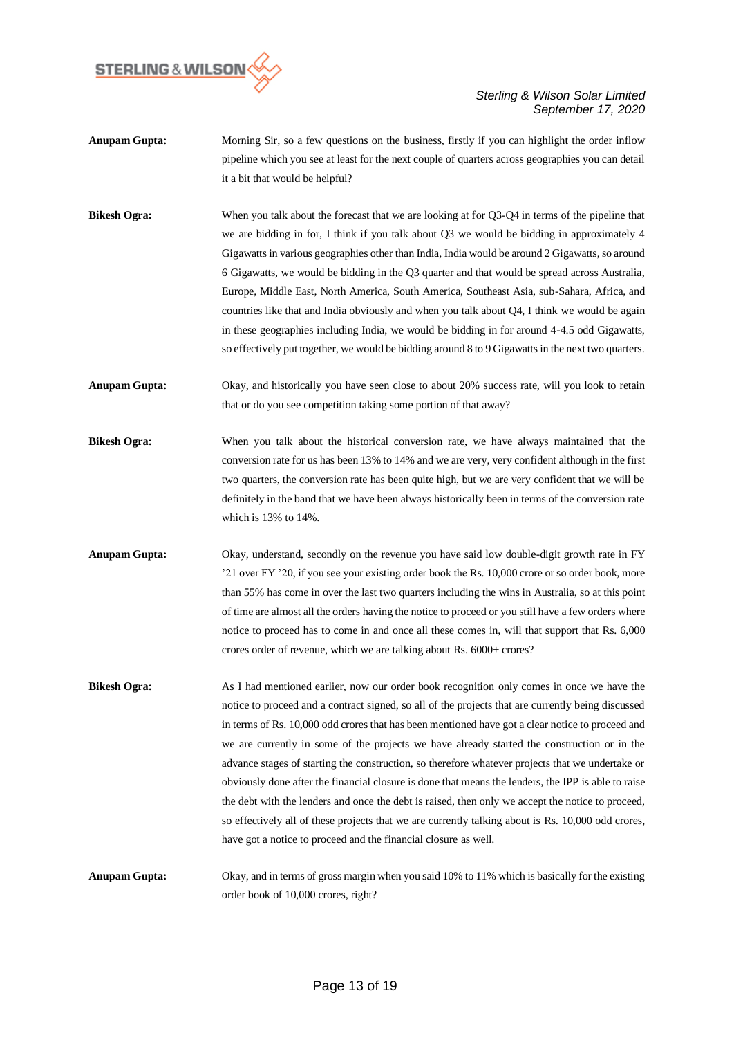**Anupam Gupta:** Morning Sir, so a few questions on the business, firstly if you can highlight the order inflow pipeline which you see at least for the next couple of quarters across geographies you can detail it a bit that would be helpful?

**Bikesh Ogra:** When you talk about the forecast that we are looking at for Q3-Q4 in terms of the pipeline that we are bidding in for, I think if you talk about Q3 we would be bidding in approximately 4 Gigawatts in various geographies other than India, India would be around 2 Gigawatts, so around 6 Gigawatts, we would be bidding in the Q3 quarter and that would be spread across Australia, Europe, Middle East, North America, South America, Southeast Asia, sub-Sahara, Africa, and countries like that and India obviously and when you talk about Q4, I think we would be again in these geographies including India, we would be bidding in for around 4-4.5 odd Gigawatts, so effectively put together, we would be bidding around 8 to 9 Gigawatts in the next two quarters.

**Anupam Gupta:** Okay, and historically you have seen close to about 20% success rate, will you look to retain that or do you see competition taking some portion of that away?

**Bikesh Ogra:** When you talk about the historical conversion rate, we have always maintained that the conversion rate for us has been 13% to 14% and we are very, very confident although in the first two quarters, the conversion rate has been quite high, but we are very confident that we will be definitely in the band that we have been always historically been in terms of the conversion rate which is 13% to 14%.

**Anupam Gupta:** Okay, understand, secondly on the revenue you have said low double-digit growth rate in FY '21 over FY '20, if you see your existing order book the Rs. 10,000 crore or so order book, more than 55% has come in over the last two quarters including the wins in Australia, so at this point of time are almost all the orders having the notice to proceed or you still have a few orders where notice to proceed has to come in and once all these comes in, will that support that Rs. 6,000 crores order of revenue, which we are talking about Rs. 6000+ crores?

**Bikesh Ogra:** As I had mentioned earlier, now our order book recognition only comes in once we have the notice to proceed and a contract signed, so all of the projects that are currently being discussed in terms of Rs. 10,000 odd crores that has been mentioned have got a clear notice to proceed and we are currently in some of the projects we have already started the construction or in the advance stages of starting the construction, so therefore whatever projects that we undertake or obviously done after the financial closure is done that means the lenders, the IPP is able to raise the debt with the lenders and once the debt is raised, then only we accept the notice to proceed, so effectively all of these projects that we are currently talking about is Rs. 10,000 odd crores, have got a notice to proceed and the financial closure as well.

**Anupam Gupta:** Okay, and in terms of gross margin when you said 10% to 11% which is basically for the existing order book of 10,000 crores, right?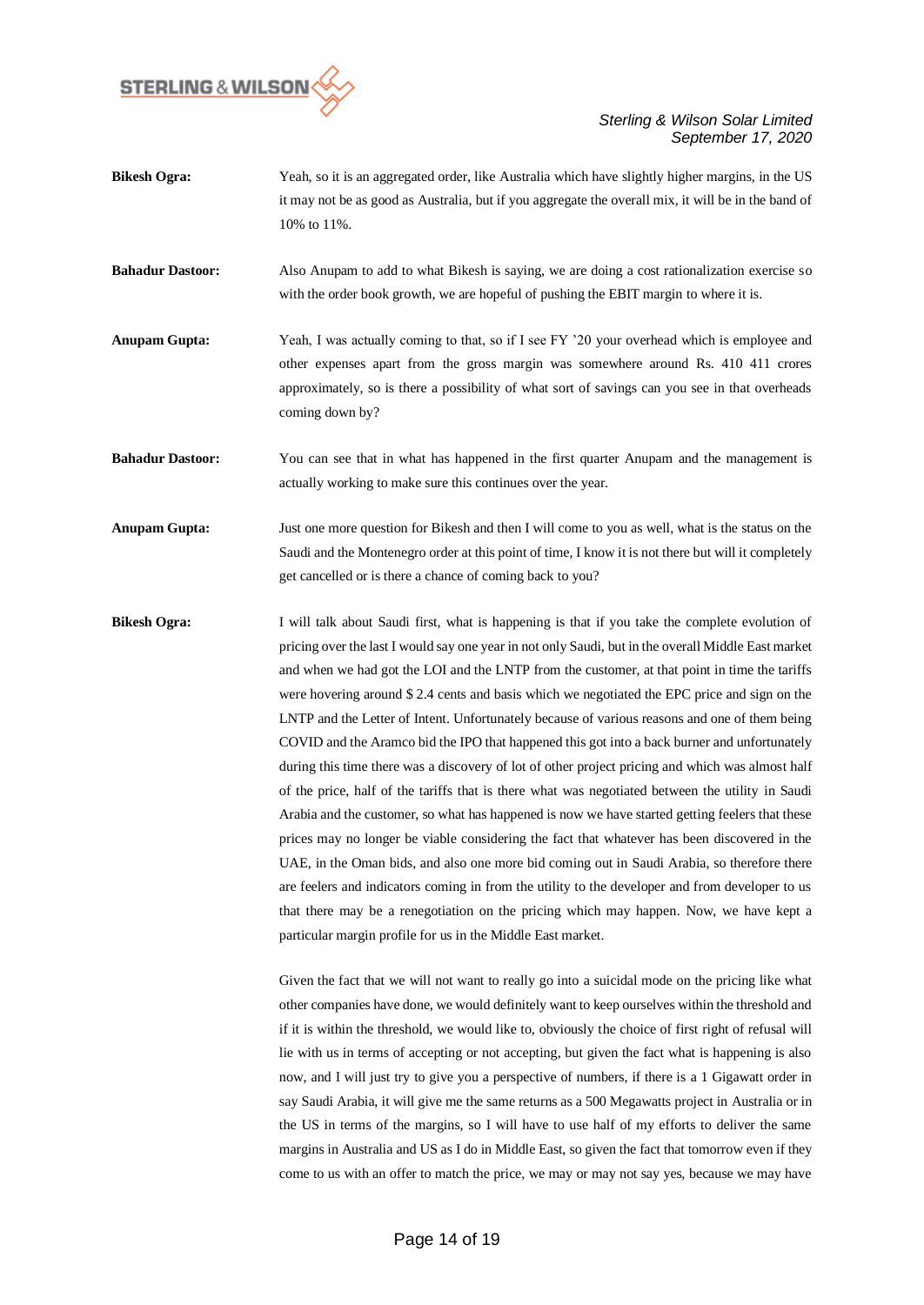**Bikesh Ogra:** Yeah, so it is an aggregated order, like Australia which have slightly higher margins, in the US it may not be as good as Australia, but if you aggregate the overall mix, it will be in the band of 10% to 11%.

**Bahadur Dastoor:** Also Anupam to add to what Bikesh is saying, we are doing a cost rationalization exercise so with the order book growth, we are hopeful of pushing the EBIT margin to where it is.

**Anupam Gupta:** Yeah, I was actually coming to that, so if I see FY '20 your overhead which is employee and other expenses apart from the gross margin was somewhere around Rs. 410 411 crores approximately, so is there a possibility of what sort of savings can you see in that overheads coming down by?

**Bahadur Dastoor:** You can see that in what has happened in the first quarter Anupam and the management is actually working to make sure this continues over the year.

**Anupam Gupta:** Just one more question for Bikesh and then I will come to you as well, what is the status on the Saudi and the Montenegro order at this point of time, I know it is not there but will it completely get cancelled or is there a chance of coming back to you?

**Bikesh Ogra:** I will talk about Saudi first, what is happening is that if you take the complete evolution of pricing over the last I would say one year in not only Saudi, but in the overall Middle East market and when we had got the LOI and the LNTP from the customer, at that point in time the tariffs were hovering around $ 2.4 cents and basis which we negotiated the EPC price and sign on the LNTP and the Letter of Intent. Unfortunately because of various reasons and one of them being COVID and the Aramco bid the IPO that happened this got into a back burner and unfortunately during this time there was a discovery of lot of other project pricing and which was almost half of the price, half of the tariffs that is there what was negotiated between the utility in Saudi Arabia and the customer, so what has happened is now we have started getting feelers that these prices may no longer be viable considering the fact that whatever has been discovered in the UAE, in the Oman bids, and also one more bid coming out in Saudi Arabia, so therefore there are feelers and indicators coming in from the utility to the developer and from developer to us that there may be a renegotiation on the pricing which may happen. Now, we have kept a particular margin profile for us in the Middle East market.

Given the fact that we will not want to really go into a suicidal mode on the pricing like what other companies have done, we would definitely want to keep ourselves within the threshold and if it is within the threshold, we would like to, obviously the choice of first right of refusal will lie with us in terms of accepting or not accepting, but given the fact what is happening is also now, and I will just try to give you a perspective of numbers, if there is a 1 Gigawatt order in say Saudi Arabia, it will give me the same returns as a 500 Megawatts project in Australia or in the US in terms of the margins, so I will have to use half of my efforts to deliver the same margins in Australia and US as I do in Middle East, so given the fact that tomorrow even if they come to us with an offer to match the price, we may or may not say yes, because we may have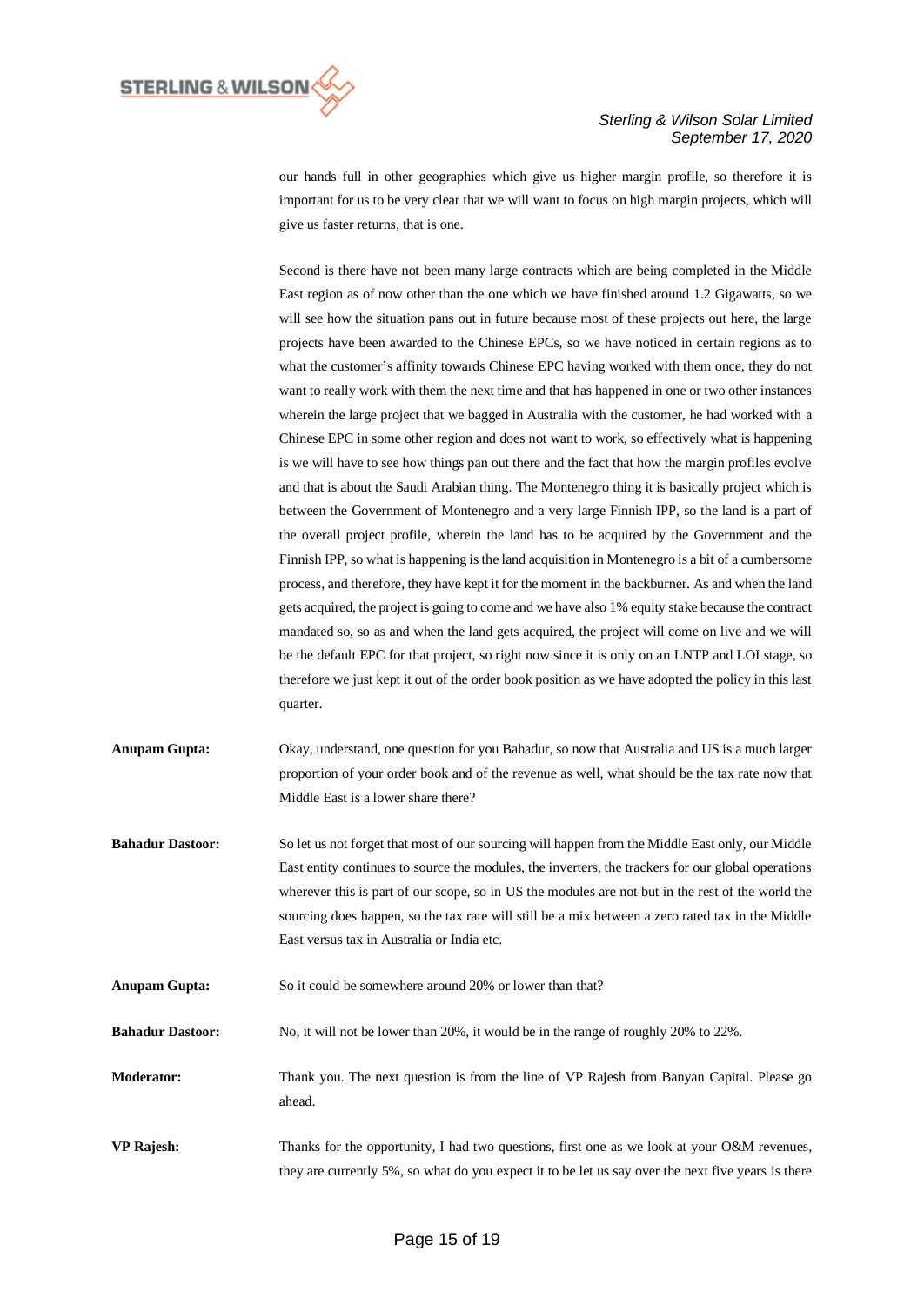our hands full in other geographies which give us higher margin profile, so therefore it is important for us to be very clear that we will want to focus on high margin projects, which will give us faster returns, that is one.

Second is there have not been many large contracts which are being completed in the Middle East region as of now other than the one which we have finished around 1.2 Gigawatts, so we will see how the situation pans out in future because most of these projects out here, the large projects have been awarded to the Chinese EPCs, so we have noticed in certain regions as to what the customer's affinity towards Chinese EPC having worked with them once, they do not want to really work with them the next time and that has happened in one or two other instances wherein the large project that we bagged in Australia with the customer, he had worked with a Chinese EPC in some other region and does not want to work, so effectively what is happening is we will have to see how things pan out there and the fact that how the margin profiles evolve and that is about the Saudi Arabian thing. The Montenegro thing it is basically project which is between the Government of Montenegro and a very large Finnish IPP, so the land is a part of the overall project profile, wherein the land has to be acquired by the Government and the Finnish IPP, so what is happening is the land acquisition in Montenegro is a bit of a cumbersome process, and therefore, they have kept it for the moment in the backburner. As and when the land gets acquired, the project is going to come and we have also 1% equity stake because the contract mandated so, so as and when the land gets acquired, the project will come on live and we will be the default EPC for that project, so right now since it is only on an LNTP and LOI stage, so therefore we just kept it out of the order book position as we have adopted the policy in this last quarter.

**Anupam Gupta:** Okay, understand, one question for you Bahadur, so now that Australia and US is a much larger proportion of your order book and of the revenue as well, what should be the tax rate now that Middle East is a lower share there?

**Bahadur Dastoor:** So let us not forget that most of our sourcing will happen from the Middle East only, our Middle East entity continues to source the modules, the inverters, the trackers for our global operations wherever this is part of our scope, so in US the modules are not but in the rest of the world the sourcing does happen, so the tax rate will still be a mix between a zero rated tax in the Middle East versus tax in Australia or India etc.

**Anupam Gupta:** So it could be somewhere around 20% or lower than that?

**Bahadur Dastoor:** No, it will not be lower than 20%, it would be in the range of roughly 20% to 22%.

**Moderator:** Thank you. The next question is from the line of VP Rajesh from Banyan Capital. Please go ahead.

**VP Rajesh:** Thanks for the opportunity, I had two questions, first one as we look at your O&M revenues, they are currently 5%, so what do you expect it to be let us say over the next five years is there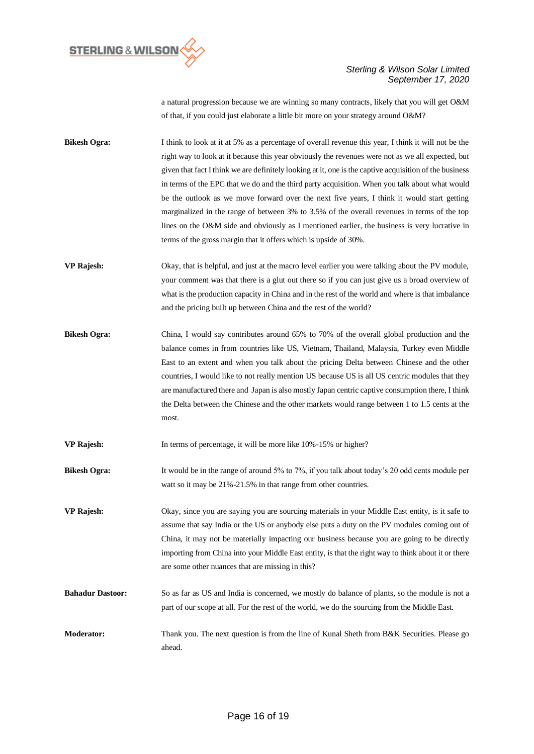a natural progression because we are winning so many contracts, likely that you will get O&M of that, if you could just elaborate a little bit more on your strategy around O&M?

**Bikesh Ogra:** I think to look at it at 5% as a percentage of overall revenue this year, I think it will not be the right way to look at it because this year obviously the revenues were not as we all expected, but given that fact I think we are definitely looking at it, one is the captive acquisition of the business in terms of the EPC that we do and the third party acquisition. When you talk about what would be the outlook as we move forward over the next five years, I think it would start getting marginalized in the range of between 3% to 3.5% of the overall revenues in terms of the top lines on the O&M side and obviously as I mentioned earlier, the business is very lucrative in terms of the gross margin that it offers which is upside of 30%.

**VP Rajesh:** Okay, that is helpful, and just at the macro level earlier you were talking about the PV module, your comment was that there is a glut out there so if you can just give us a broad overview of what is the production capacity in China and in the rest of the world and where is that imbalance and the pricing built up between China and the rest of the world?

**Bikesh Ogra:** China, I would say contributes around 65% to 70% of the overall global production and the balance comes in from countries like US, Vietnam, Thailand, Malaysia, Turkey even Middle East to an extent and when you talk about the pricing Delta between Chinese and the other countries, I would like to not really mention US because US is all US centric modules that they are manufactured there and Japan is also mostly Japan centric captive consumption there, I think the Delta between the Chinese and the other markets would range between 1 to 1.5 cents at the most.

**VP Rajesh:** In terms of percentage, it will be more like 10%-15% or higher?

**Bikesh Ogra:** It would be in the range of around 5% to 7%, if you talk about today's 20 odd cents module per watt so it may be 21%-21.5% in that range from other countries.

**VP Rajesh:** Okay, since you are saying you are sourcing materials in your Middle East entity, is it safe to assume that say India or the US or anybody else puts a duty on the PV modules coming out of China, it may not be materially impacting our business because you are going to be directly importing from China into your Middle East entity, is that the right way to think about it or there are some other nuances that are missing in this?

**Bahadur Dastoor:** So as far as US and India is concerned, we mostly do balance of plants, so the module is not a part of our scope at all. For the rest of the world, we do the sourcing from the Middle East.

**Moderator:** Thank you. The next question is from the line of Kunal Sheth from B&K Securities. Please go ahead.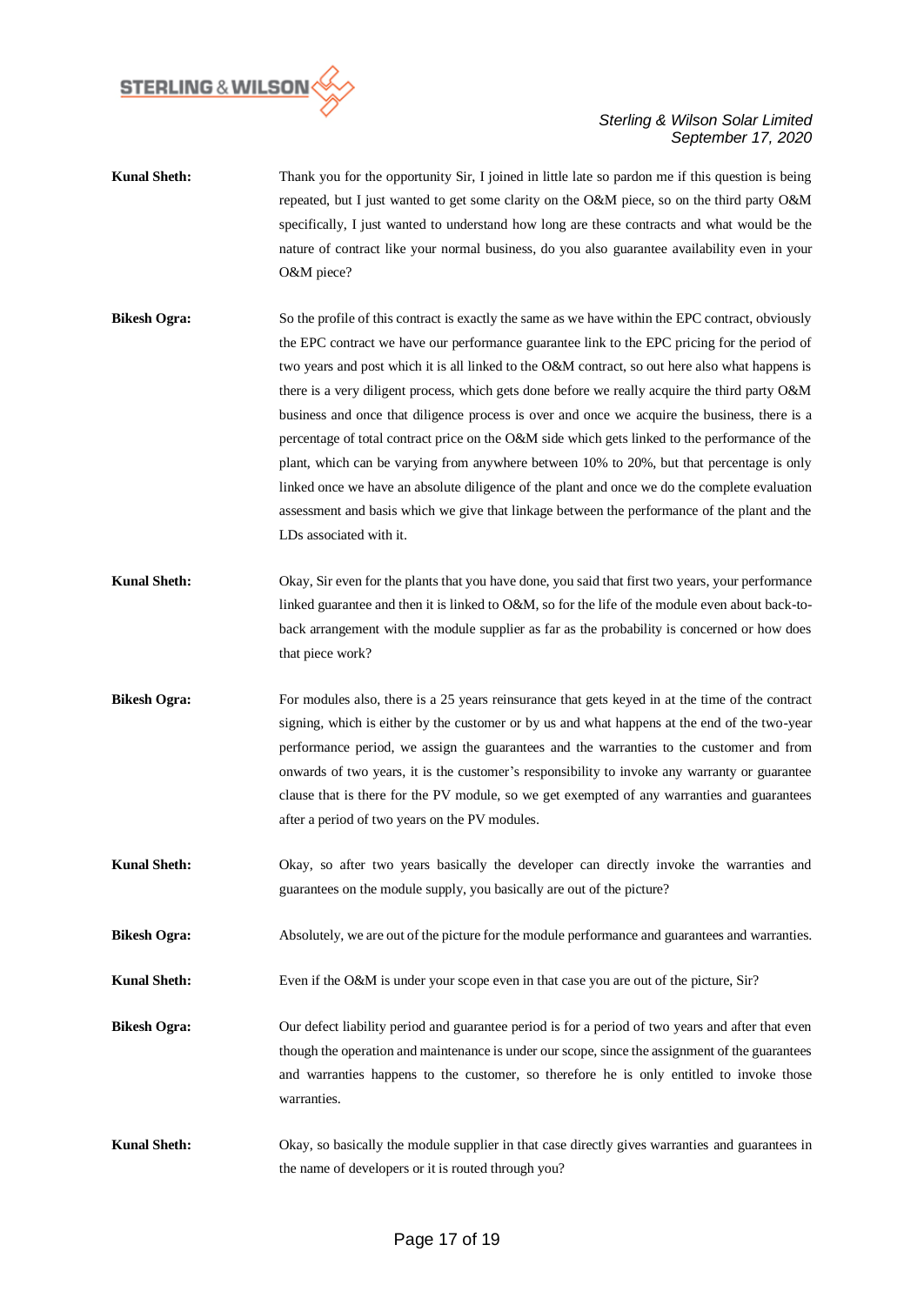**Kunal Sheth:** Thank you for the opportunity Sir, I joined in little late so pardon me if this question is being repeated, but I just wanted to get some clarity on the O&M piece, so on the third party O&M specifically, I just wanted to understand how long are these contracts and what would be the nature of contract like your normal business, do you also guarantee availability even in your O&M piece?

**Bikesh Ogra:** So the profile of this contract is exactly the same as we have within the EPC contract, obviously the EPC contract we have our performance guarantee link to the EPC pricing for the period of two years and post which it is all linked to the O&M contract, so out here also what happens is there is a very diligent process, which gets done before we really acquire the third party O&M business and once that diligence process is over and once we acquire the business, there is a percentage of total contract price on the O&M side which gets linked to the performance of the plant, which can be varying from anywhere between 10% to 20%, but that percentage is only linked once we have an absolute diligence of the plant and once we do the complete evaluation assessment and basis which we give that linkage between the performance of the plant and the LDs associated with it.

**Kunal Sheth:** Okay, Sir even for the plants that you have done, you said that first two years, your performance linked guarantee and then it is linked to O&M, so for the life of the module even about back-to-back arrangement with the module supplier as far as the probability is concerned or how does that piece work?

**Bikesh Ogra:** For modules also, there is a 25 years reinsurance that gets keyed in at the time of the contract signing, which is either by the customer or by us and what happens at the end of the two-year performance period, we assign the guarantees and the warranties to the customer and from onwards of two years, it is the customer's responsibility to invoke any warranty or guarantee clause that is there for the PV module, so we get exempted of any warranties and guarantees after a period of two years on the PV modules.

**Kunal Sheth:** Okay, so after two years basically the developer can directly invoke the warranties and guarantees on the module supply, you basically are out of the picture?

**Bikesh Ogra:** Absolutely, we are out of the picture for the module performance and guarantees and warranties.

**Kunal Sheth:** Even if the O&M is under your scope even in that case you are out of the picture, Sir?

**Bikesh Ogra:** Our defect liability period and guarantee period is for a period of two years and after that even though the operation and maintenance is under our scope, since the assignment of the guarantees and warranties happens to the customer, so therefore he is only entitled to invoke those warranties.

**Kunal Sheth:** Okay, so basically the module supplier in that case directly gives warranties and guarantees in the name of developers or it is routed through you?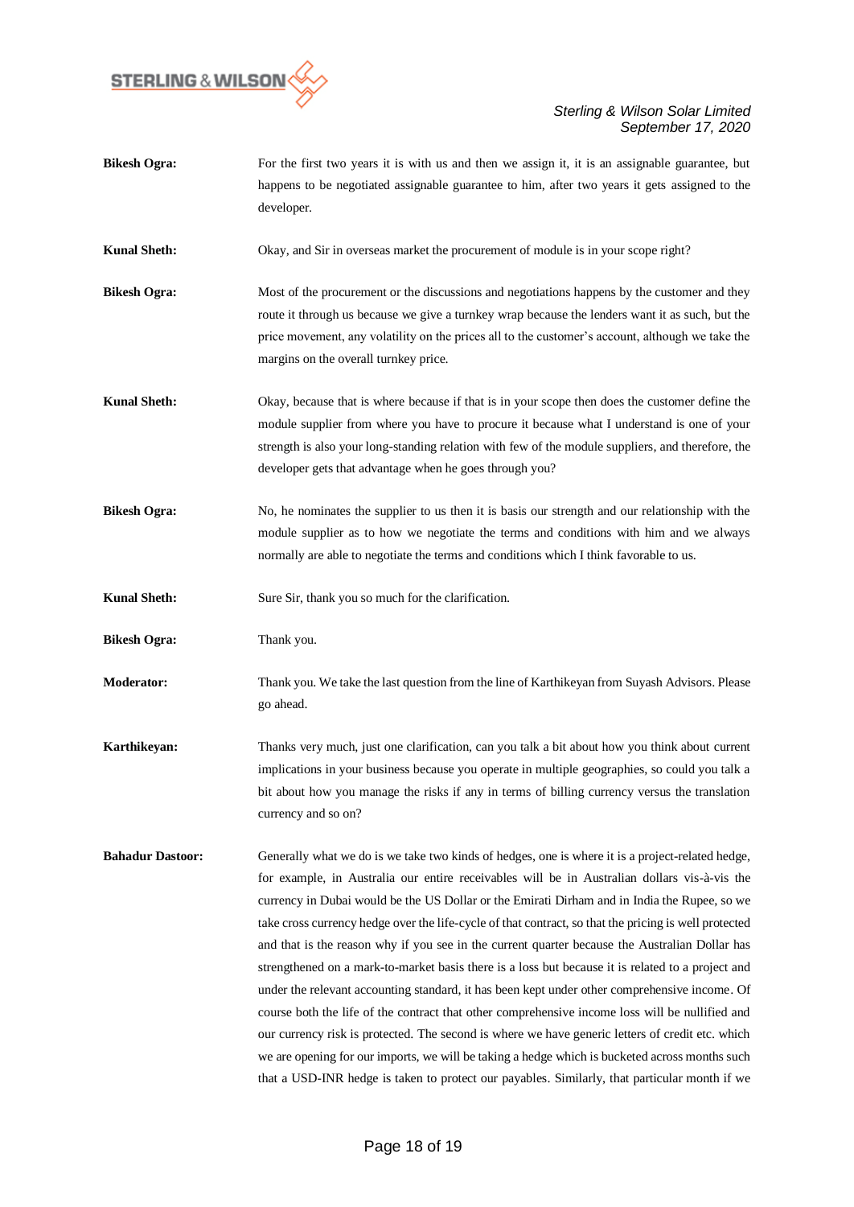**Bikesh Ogra:** For the first two years it is with us and then we assign it, it is an assignable guarantee, but happens to be negotiated assignable guarantee to him, after two years it gets assigned to the developer.

**Kunal Sheth:** Okay, and Sir in overseas market the procurement of module is in your scope right?

**Bikesh Ogra:** Most of the procurement or the discussions and negotiations happens by the customer and they route it through us because we give a turnkey wrap because the lenders want it as such, but the price movement, any volatility on the prices all to the customer's account, although we take the margins on the overall turnkey price.

**Kunal Sheth:** Okay, because that is where because if that is in your scope then does the customer define the module supplier from where you have to procure it because what I understand is one of your strength is also your long-standing relation with few of the module suppliers, and therefore, the developer gets that advantage when he goes through you?

**Bikesh Ogra:** No, he nominates the supplier to us then it is basis our strength and our relationship with the module supplier as to how we negotiate the terms and conditions with him and we always normally are able to negotiate the terms and conditions which I think favorable to us.

**Kunal Sheth:** Sure Sir, thank you so much for the clarification.

**Bikesh Ogra:** Thank you.

**Moderator:** Thank you. We take the last question from the line of Karthikeyan from Suyash Advisors. Please go ahead.

**Karthikeyan:** Thanks very much, just one clarification, can you talk a bit about how you think about current implications in your business because you operate in multiple geographies, so could you talk a bit about how you manage the risks if any in terms of billing currency versus the translation currency and so on?

**Bahadur Dastoor:** Generally what we do is we take two kinds of hedges, one is where it is a project-related hedge, for example, in Australia our entire receivables will be in Australian dollars vis-à-vis the currency in Dubai would be the US Dollar or the Emirati Dirham and in India the Rupee, so we take cross currency hedge over the life-cycle of that contract, so that the pricing is well protected and that is the reason why if you see in the current quarter because the Australian Dollar has strengthened on a mark-to-market basis there is a loss but because it is related to a project and under the relevant accounting standard, it has been kept under other comprehensive income. Of course both the life of the contract that other comprehensive income loss will be nullified and our currency risk is protected. The second is where we have generic letters of credit etc. which we are opening for our imports, we will be taking a hedge which is bucketed across months such that a USD-INR hedge is taken to protect our payables. Similarly, that particular month if we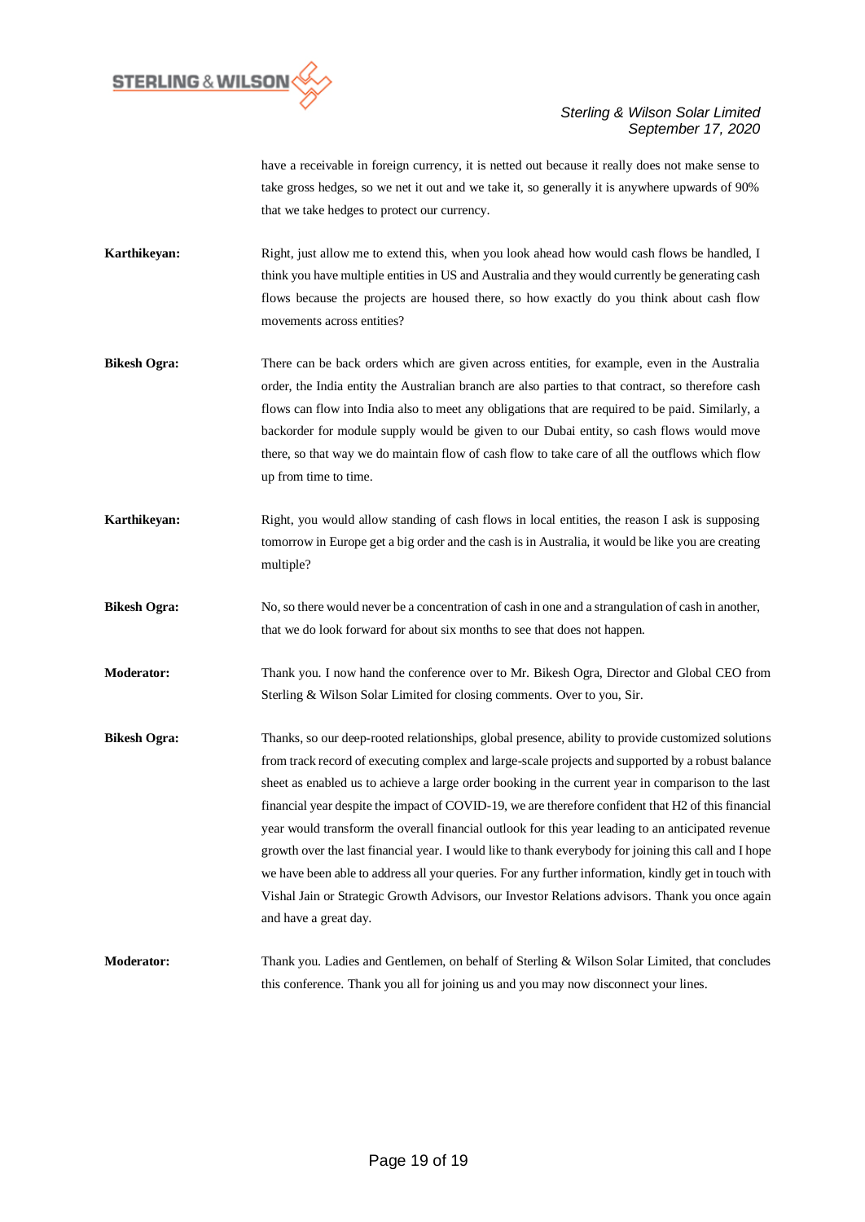have a receivable in foreign currency, it is netted out because it really does not make sense to take gross hedges, so we net it out and we take it, so generally it is anywhere upwards of 90% that we take hedges to protect our currency.

**Karthikeyan:** Right, just allow me to extend this, when you look ahead how would cash flows be handled, I think you have multiple entities in US and Australia and they would currently be generating cash flows because the projects are housed there, so how exactly do you think about cash flow movements across entities?

**Bikesh Ogra:** There can be back orders which are given across entities, for example, even in the Australia order, the India entity the Australian branch are also parties to that contract, so therefore cash flows can flow into India also to meet any obligations that are required to be paid. Similarly, a backorder for module supply would be given to our Dubai entity, so cash flows would move there, so that way we do maintain flow of cash flow to take care of all the outflows which flow up from time to time.

**Karthikeyan:** Right, you would allow standing of cash flows in local entities, the reason I ask is supposing tomorrow in Europe get a big order and the cash is in Australia, it would be like you are creating multiple?

**Bikesh Ogra:** No, so there would never be a concentration of cash in one and a strangulation of cash in another, that we do look forward for about six months to see that does not happen.

**Moderator:** Thank you. I now hand the conference over to Mr. Bikesh Ogra, Director and Global CEO from Sterling & Wilson Solar Limited for closing comments. Over to you, Sir.

**Bikesh Ogra:** Thanks, so our deep-rooted relationships, global presence, ability to provide customized solutions from track record of executing complex and large-scale projects and supported by a robust balance sheet as enabled us to achieve a large order booking in the current year in comparison to the last financial year despite the impact of COVID-19, we are therefore confident that H2 of this financial year would transform the overall financial outlook for this year leading to an anticipated revenue growth over the last financial year. I would like to thank everybody for joining this call and I hope we have been able to address all your queries. For any further information, kindly get in touch with Vishal Jain or Strategic Growth Advisors, our Investor Relations advisors. Thank you once again and have a great day.

**Moderator:** Thank you. Ladies and Gentlemen, on behalf of Sterling & Wilson Solar Limited, that concludes this conference. Thank you all for joining us and you may now disconnect your lines.